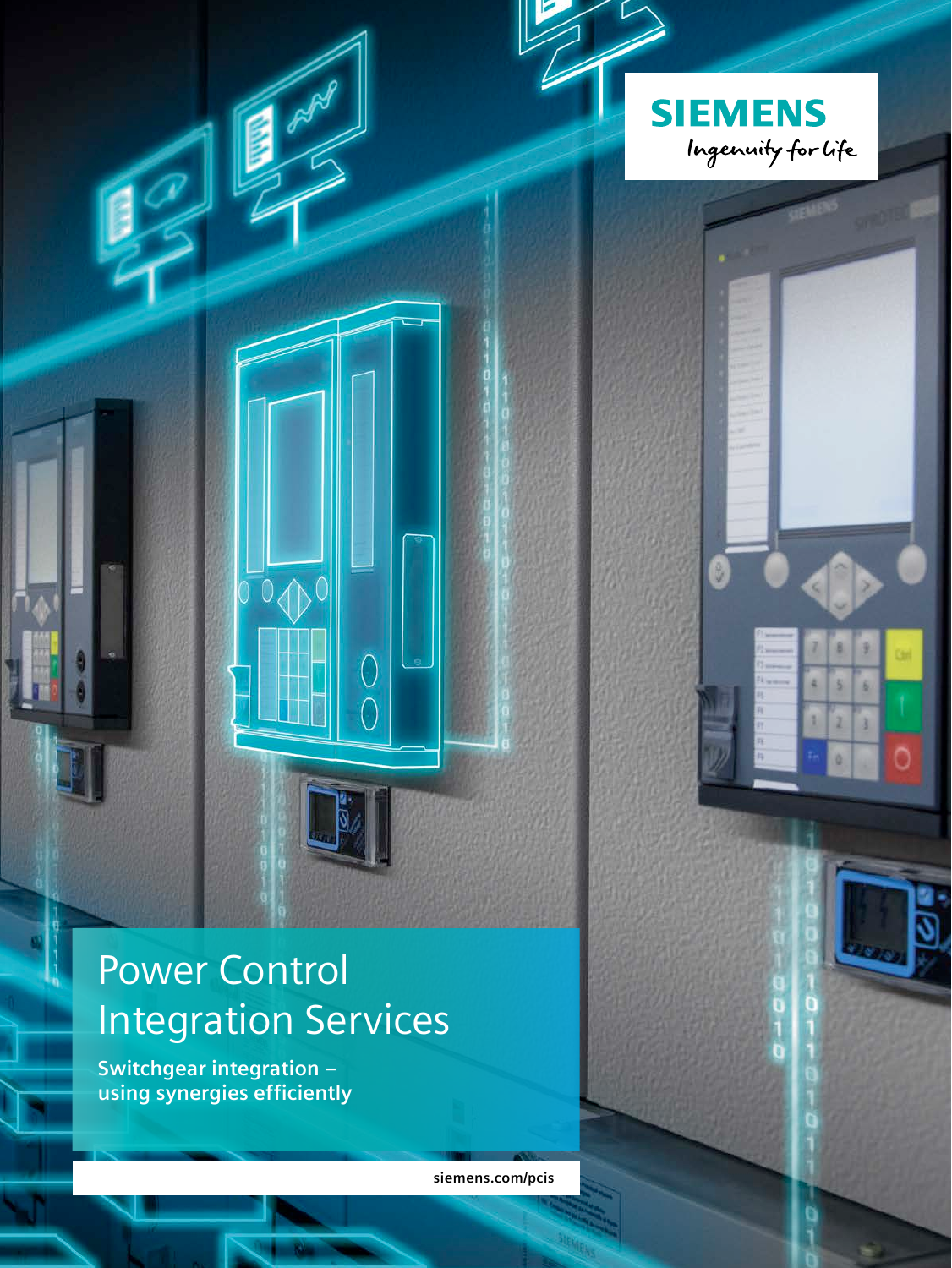SIEMENS

*Ingenuity for life*

# Power Control Integration Services

**Switchgear integration – using synergies efficiently**

siemens.com/pcis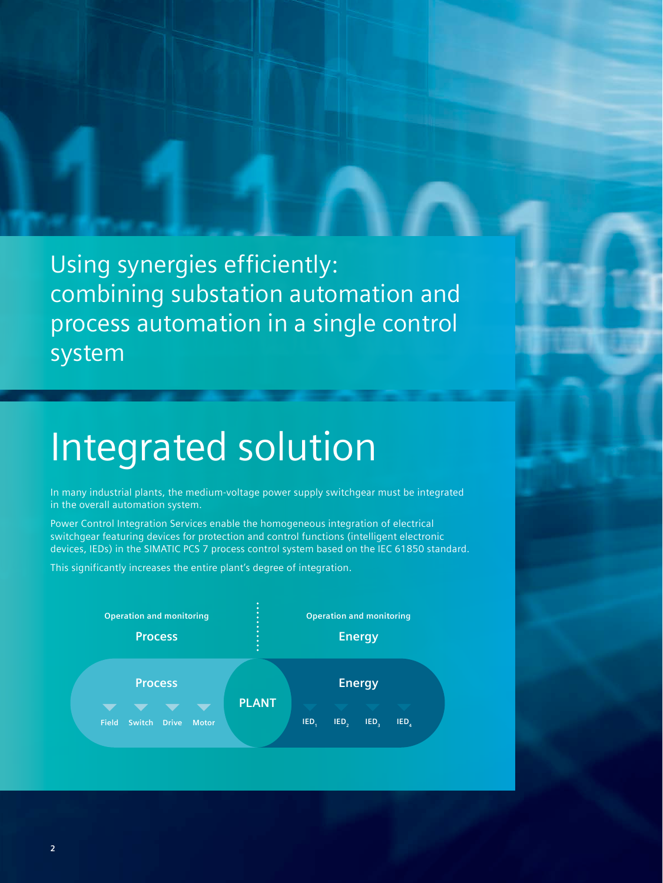Using synergies efficiently: combining substation automation and process automation in a single control system

# Integrated solution

In many industrial plants, the medium-voltage power supply switchgear must be integrated in the overall automation system.

Power Control Integration Services enable the homogeneous integration of electrical switchgear featuring devices for protection and control functions (intelligent electronic devices, IEDs) in the SIMATIC PCS 7 process control system based on the IEC 61850 standard.

This significantly increases the entire plant's degree of integration.

Operation and monitoring

**Process**

Operation and monitoring

**Energy**

**Process**

Field Switch Drive Motor

**PLANT**

**Energy**

$IED_1$ $IED_2$ $IED_3$ $IED_4$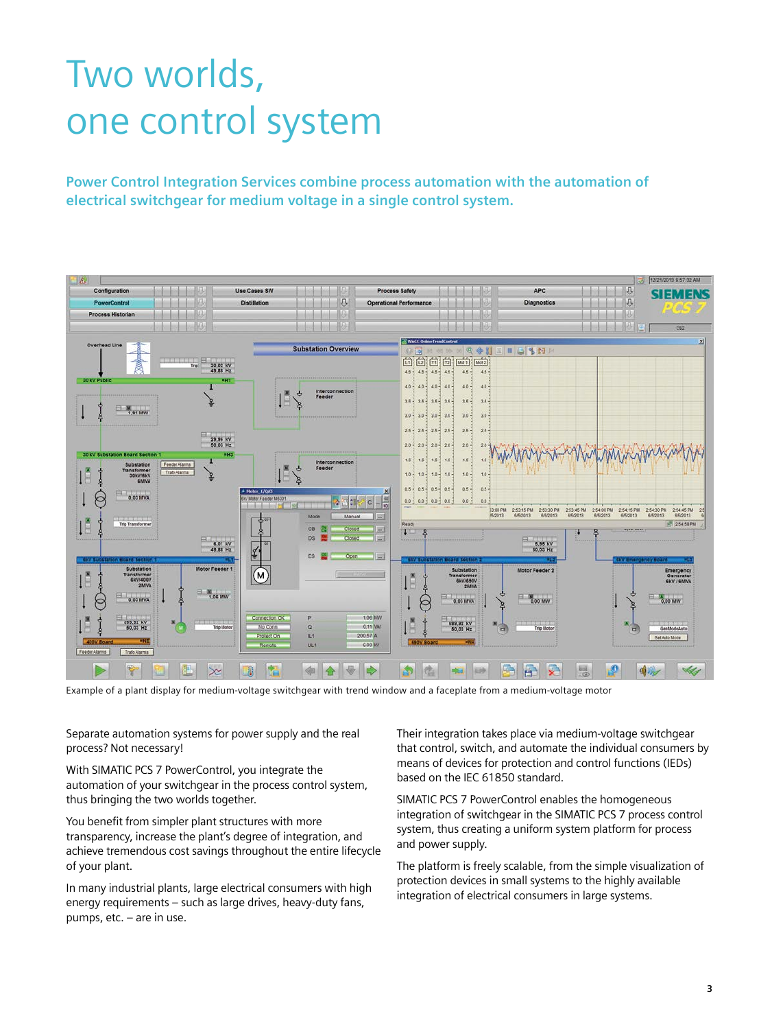# Two worlds, one control system

**Power Control Integration Services combine process automation with the automation of electrical switchgear for medium voltage in a single control system.**

Example of a plant display for medium-voltage switchgear with trend window and a faceplate from a medium-voltage motor

Separate automation systems for power supply and the real process? Not necessary!

With SIMATIC PCS 7 PowerControl, you integrate the automation of your switchgear in the process control system, thus bringing the two worlds together.

You benefit from simpler plant structures with more transparency, increase the plant's degree of integration, and achieve tremendous cost savings throughout the entire lifecycle of your plant.

In many industrial plants, large electrical consumers with high energy requirements – such as large drives, heavy-duty fans, pumps, etc. – are in use.

Their integration takes place via medium-voltage switchgear that control, switch, and automate the individual consumers by means of devices for protection and control functions (IEDs) based on the IEC 61850 standard.

SIMATIC PCS 7 PowerControl enables the homogeneous integration of switchgear in the SIMATIC PCS 7 process control system, thus creating a uniform system platform for process and power supply.

The platform is freely scalable, from the simple visualization of protection devices in small systems to the highly available integration of electrical consumers in large systems.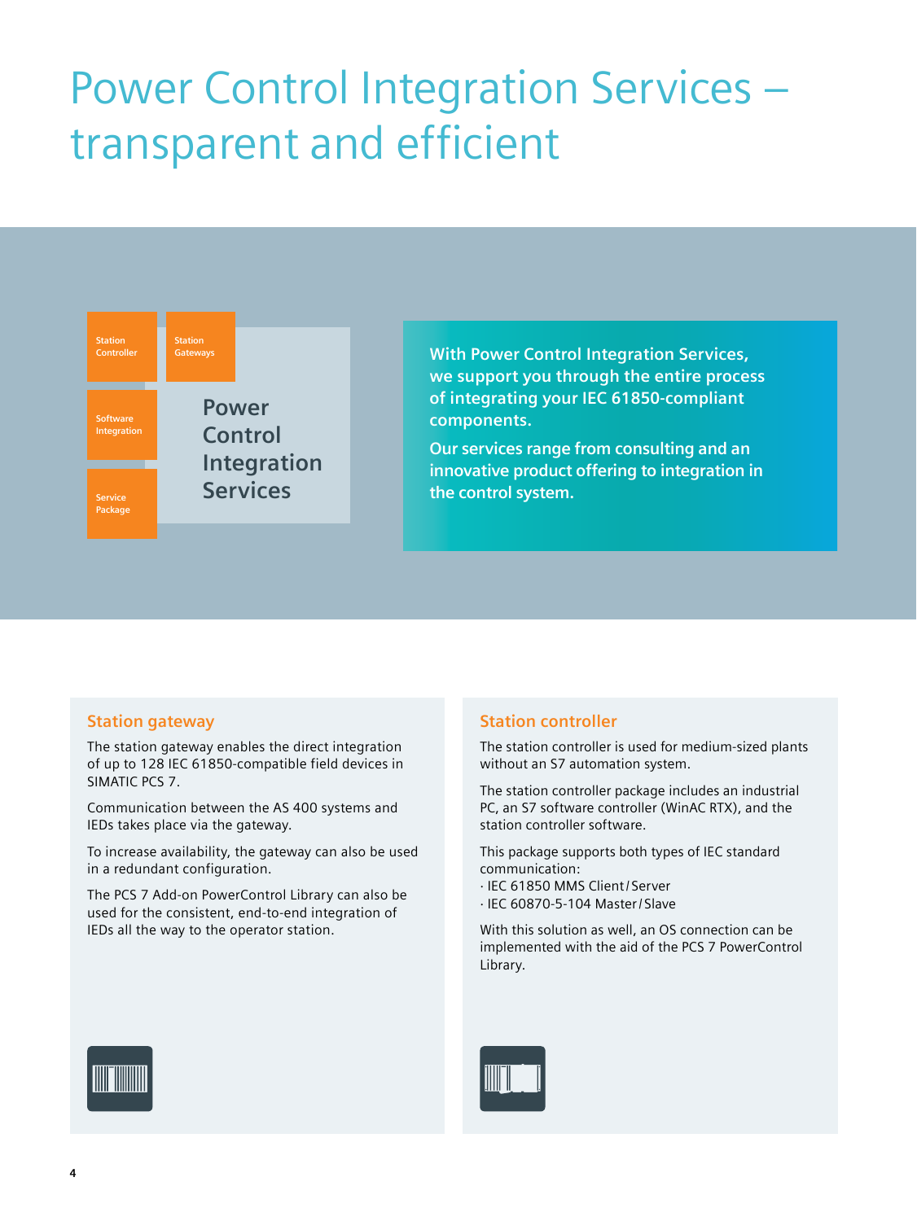# Power Control Integration Services – transparent and efficient

Station Controller

Station Gateways

Software Integration

Service Package

**Power Control Integration Services**

**With Power Control Integration Services, we support you through the entire process of integrating your IEC 61850-compliant components.**

**Our services range from consulting and an innovative product offering to integration in the control system.**

## Station gateway

The station gateway enables the direct integration of up to 128 IEC 61850-compatible field devices in SIMATIC PCS 7.

Communication between the AS 400 systems and IEDs takes place via the gateway.

To increase availability, the gateway can also be used in a redundant configuration.

The PCS 7 Add-on PowerControl Library can also be used for the consistent, end-to-end integration of IEDs all the way to the operator station.

## Station controller

The station controller is used for medium-sized plants without an S7 automation system.

The station controller package includes an industrial PC, an S7 software controller (WinAC RTX), and the station controller software.

This package supports both types of IEC standard communication:

- IEC 61850 MMS Client / Server
- IEC 60870-5-104 Master / Slave

With this solution as well, an OS connection can be implemented with the aid of the PCS 7 PowerControl Library.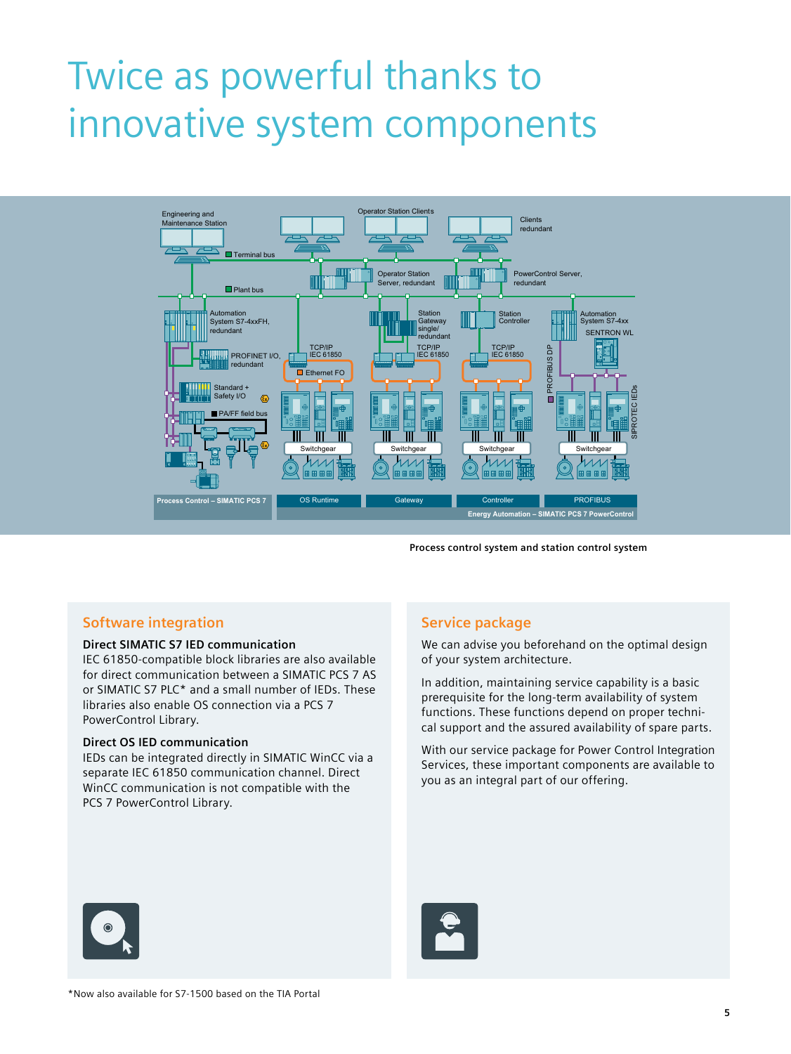# Twice as powerful thanks to innovative system components

Process control system and station control system

## Software integration

**Direct SIMATIC S7 IED communication**
IEC 61850-compatible block libraries are also available for direct communication between a SIMATIC PCS 7 AS or SIMATIC S7 PLC* and a small number of IEDs. These libraries also enable OS connection via a PCS 7 PowerControl Library.

**Direct OS IED communication**
IEDs can be integrated directly in SIMATIC WinCC via a separate IEC 61850 communication channel. Direct WinCC communication is not compatible with the PCS 7 PowerControl Library.

## Service package

We can advise you beforehand on the optimal design of your system architecture.

In addition, maintaining service capability is a basic prerequisite for the long-term availability of system functions. These functions depend on proper technical support and the assured availability of spare parts.

With our service package for Power Control Integration Services, these important components are available to you as an integral part of our offering.

*Now also available for S7-1500 based on the TIA Portal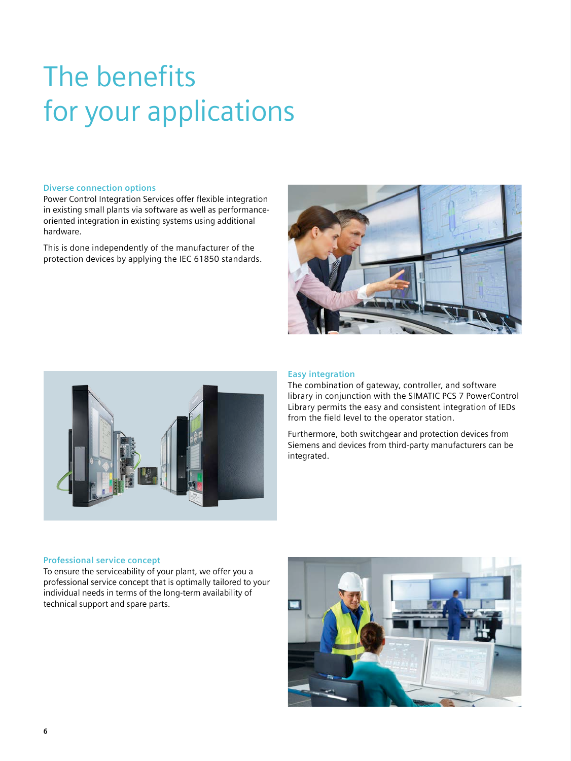# The benefits for your applications

### Diverse connection options

Power Control Integration Services offer flexible integration in existing small plants via software as well as performance-oriented integration in existing systems using additional hardware.

This is done independently of the manufacturer of the protection devices by applying the IEC 61850 standards.

### Easy integration

The combination of gateway, controller, and software library in conjunction with the SIMATIC PCS 7 PowerControl Library permits the easy and consistent integration of IEDs from the field level to the operator station.

Furthermore, both switchgear and protection devices from Siemens and devices from third-party manufacturers can be integrated.

### Professional service concept

To ensure the serviceability of your plant, we offer you a professional service concept that is optimally tailored to your individual needs in terms of the long-term availability of technical support and spare parts.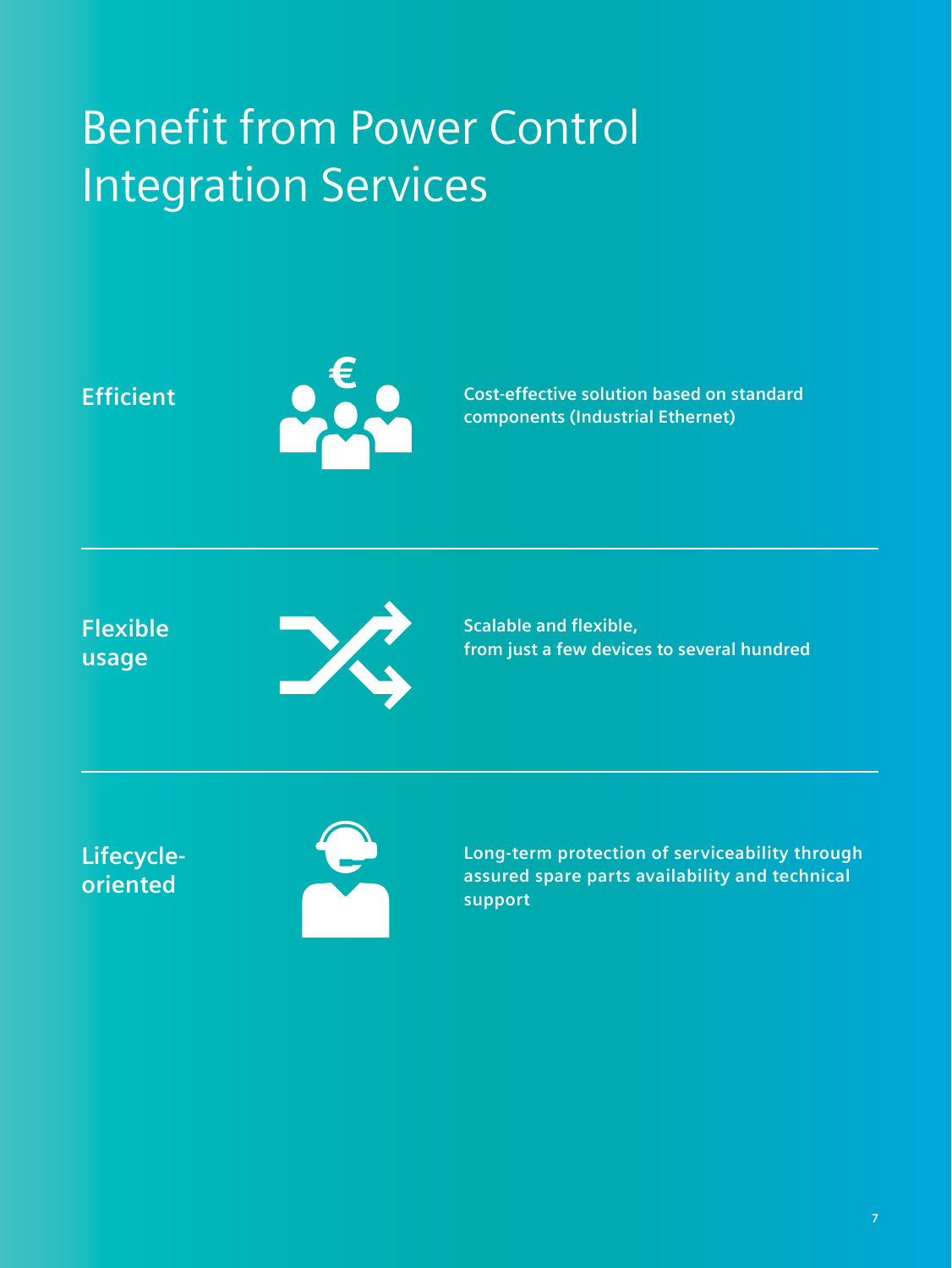# Benefit from Power Control Integration Services

**Efficient**

**Cost-effective solution based on standard components (Industrial Ethernet)**

---

**Flexible usage**

**Scalable and flexible, from just a few devices to several hundred**

---

**Lifecycle-oriented**

**Long-term protection of serviceability through assured spare parts availability and technical support**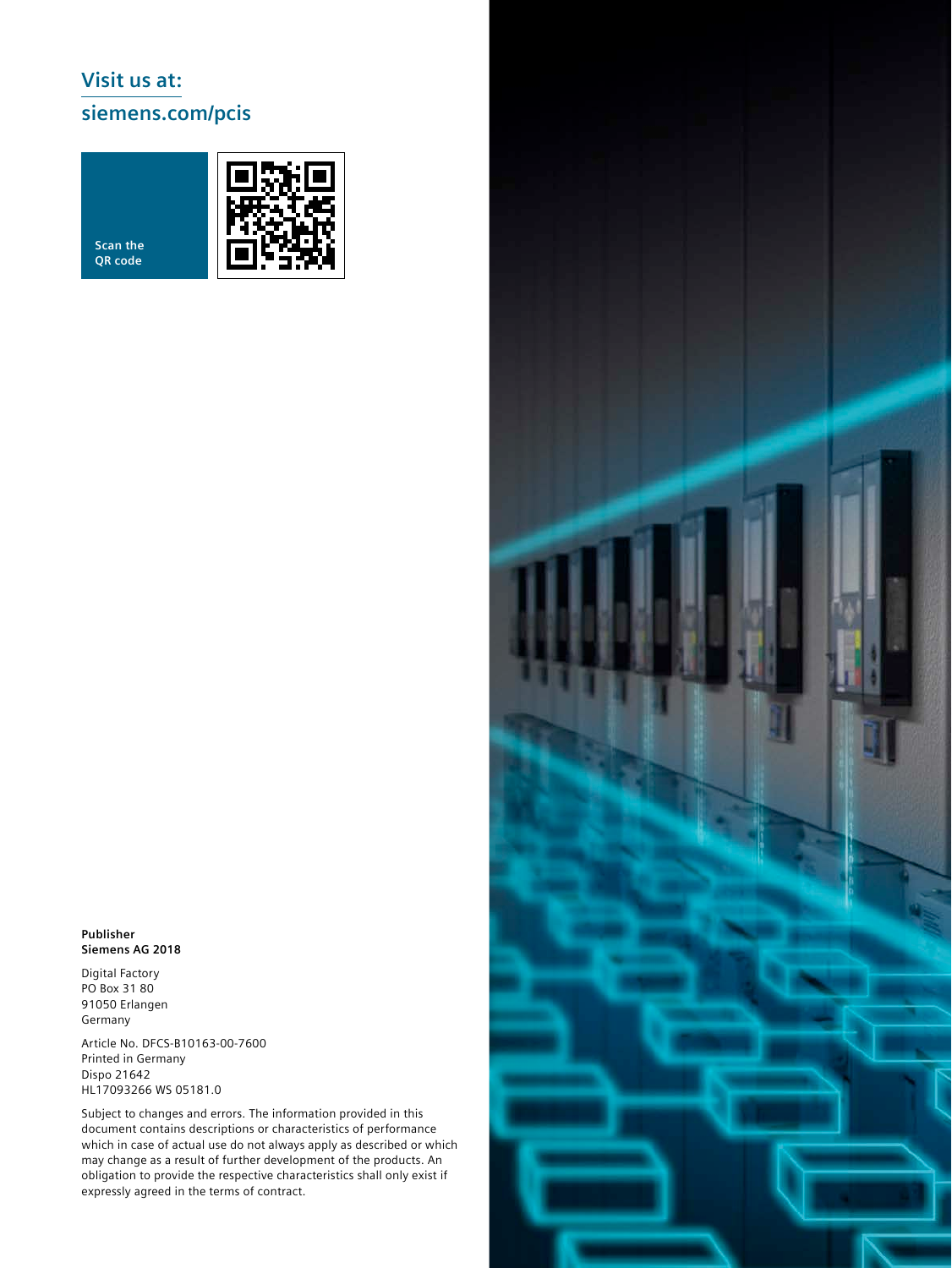## Visit us at:

## siemens.com/pcis

Scan the QR code

**Publisher**
**Siemens AG 2018**

Digital Factory
PO Box 31 80
91050 Erlangen
Germany

Article No. DFCS-B10163-00-7600
Printed in Germany
Dispo 21642
HL17093266 WS 05181.0

Subject to changes and errors. The information provided in this document contains descriptions or characteristics of performance which in case of actual use do not always apply as described or which may change as a result of further development of the products. An obligation to provide the respective characteristics shall only exist if expressly agreed in the terms of contract.